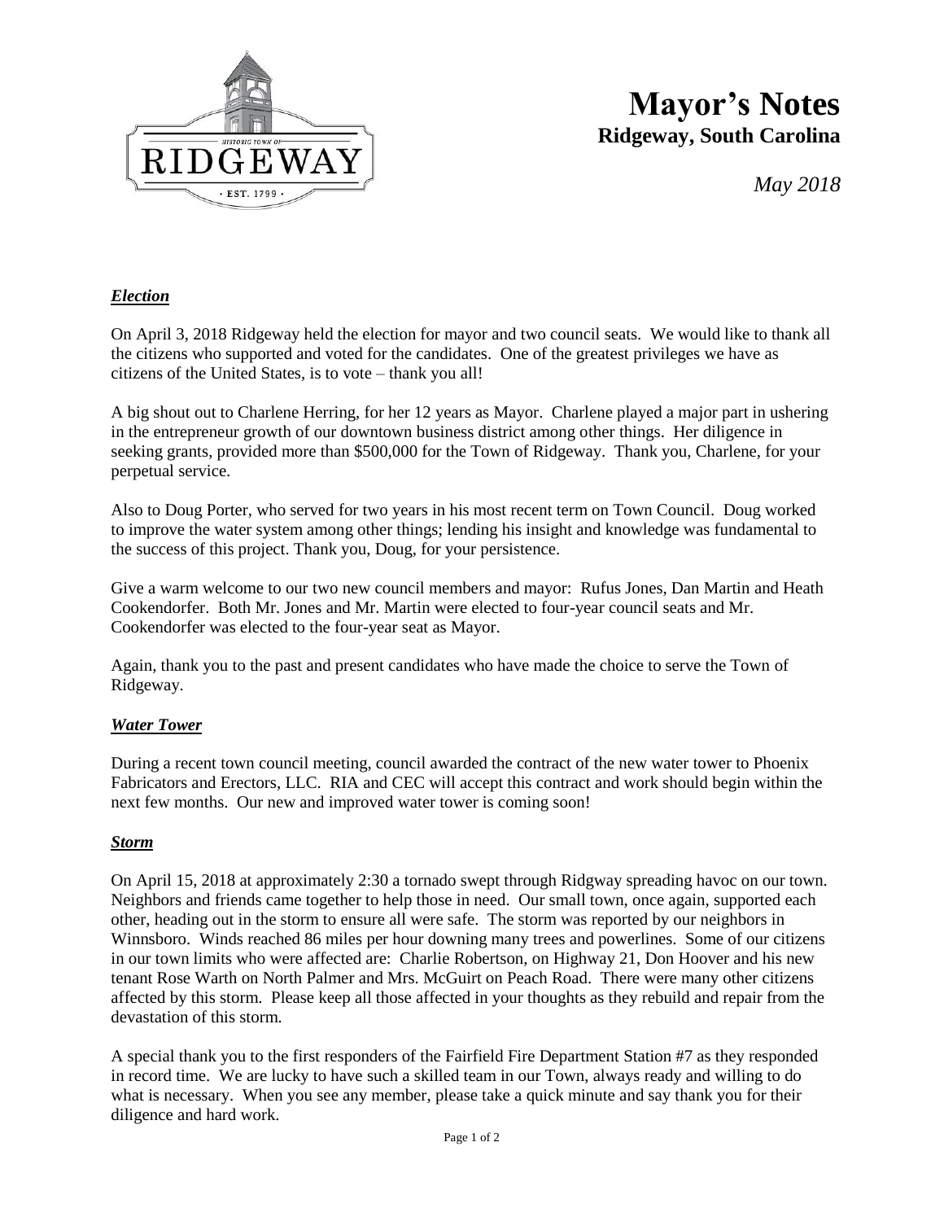# Mayor's Notes

## Ridgeway, South Carolina

*May 2018*

### ***Election***

On April 3, 2018 Ridgeway held the election for mayor and two council seats. We would like to thank all the citizens who supported and voted for the candidates. One of the greatest privileges we have as citizens of the United States, is to vote – thank you all!

A big shout out to Charlene Herring, for her 12 years as Mayor. Charlene played a major part in ushering in the entrepreneur growth of our downtown business district among other things. Her diligence in seeking grants, provided more than $500,000 for the Town of Ridgeway. Thank you, Charlene, for your perpetual service.

Also to Doug Porter, who served for two years in his most recent term on Town Council. Doug worked to improve the water system among other things; lending his insight and knowledge was fundamental to the success of this project. Thank you, Doug, for your persistence.

Give a warm welcome to our two new council members and mayor: Rufus Jones, Dan Martin and Heath Cookendorfer. Both Mr. Jones and Mr. Martin were elected to four-year council seats and Mr. Cookendorfer was elected to the four-year seat as Mayor.

Again, thank you to the past and present candidates who have made the choice to serve the Town of Ridgeway.

### ***Water Tower***

During a recent town council meeting, council awarded the contract of the new water tower to Phoenix Fabricators and Erectors, LLC. RIA and CEC will accept this contract and work should begin within the next few months. Our new and improved water tower is coming soon!

### ***Storm***

On April 15, 2018 at approximately 2:30 a tornado swept through Ridgway spreading havoc on our town. Neighbors and friends came together to help those in need. Our small town, once again, supported each other, heading out in the storm to ensure all were safe. The storm was reported by our neighbors in Winnsboro. Winds reached 86 miles per hour downing many trees and powerlines. Some of our citizens in our town limits who were affected are: Charlie Robertson, on Highway 21, Don Hoover and his new tenant Rose Warth on North Palmer and Mrs. McGuirt on Peach Road. There were many other citizens affected by this storm. Please keep all those affected in your thoughts as they rebuild and repair from the devastation of this storm.

A special thank you to the first responders of the Fairfield Fire Department Station #7 as they responded in record time. We are lucky to have such a skilled team in our Town, always ready and willing to do what is necessary. When you see any member, please take a quick minute and say thank you for their diligence and hard work.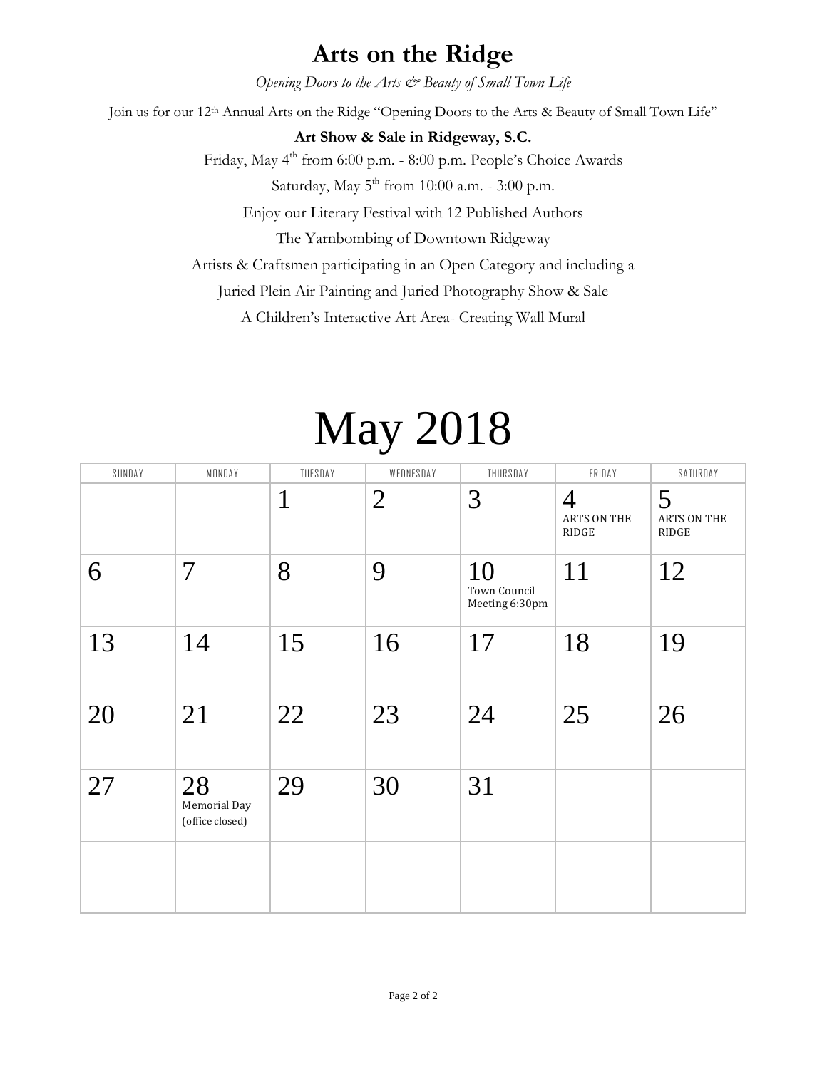# Arts on the Ridge

*Opening Doors to the Arts & Beauty of Small Town Life*

Join us for our 12th Annual Arts on the Ridge "Opening Doors to the Arts & Beauty of Small Town Life"

**Art Show & Sale in Ridgeway, S.C.**

Friday, May 4th from 6:00 p.m. - 8:00 p.m. People's Choice Awards

Saturday, May 5th from 10:00 a.m. - 3:00 p.m.

Enjoy our Literary Festival with 12 Published Authors

The Yarnbombing of Downtown Ridgeway

Artists & Craftsmen participating in an Open Category and including a

Juried Plein Air Painting and Juried Photography Show & Sale

A Children's Interactive Art Area- Creating Wall Mural

# May 2018

| SUNDAY | MONDAY | TUESDAY | WEDNESDAY | THURSDAY | FRIDAY | SATURDAY |
|---|---|---|---|---|---|---|
| | | 1 | 2 | 3 | 4 ARTS ON THE RIDGE | 5 ARTS ON THE RIDGE |
| 6 | 7 | 8 | 9 | 10 Town Council Meeting 6:30pm | 11 | 12 |
| 13 | 14 | 15 | 16 | 17 | 18 | 19 |
| 20 | 21 | 22 | 23 | 24 | 25 | 26 |
| 27 | 28 Memorial Day (office closed) | 29 | 30 | 31 | | |
| | | | | | | |